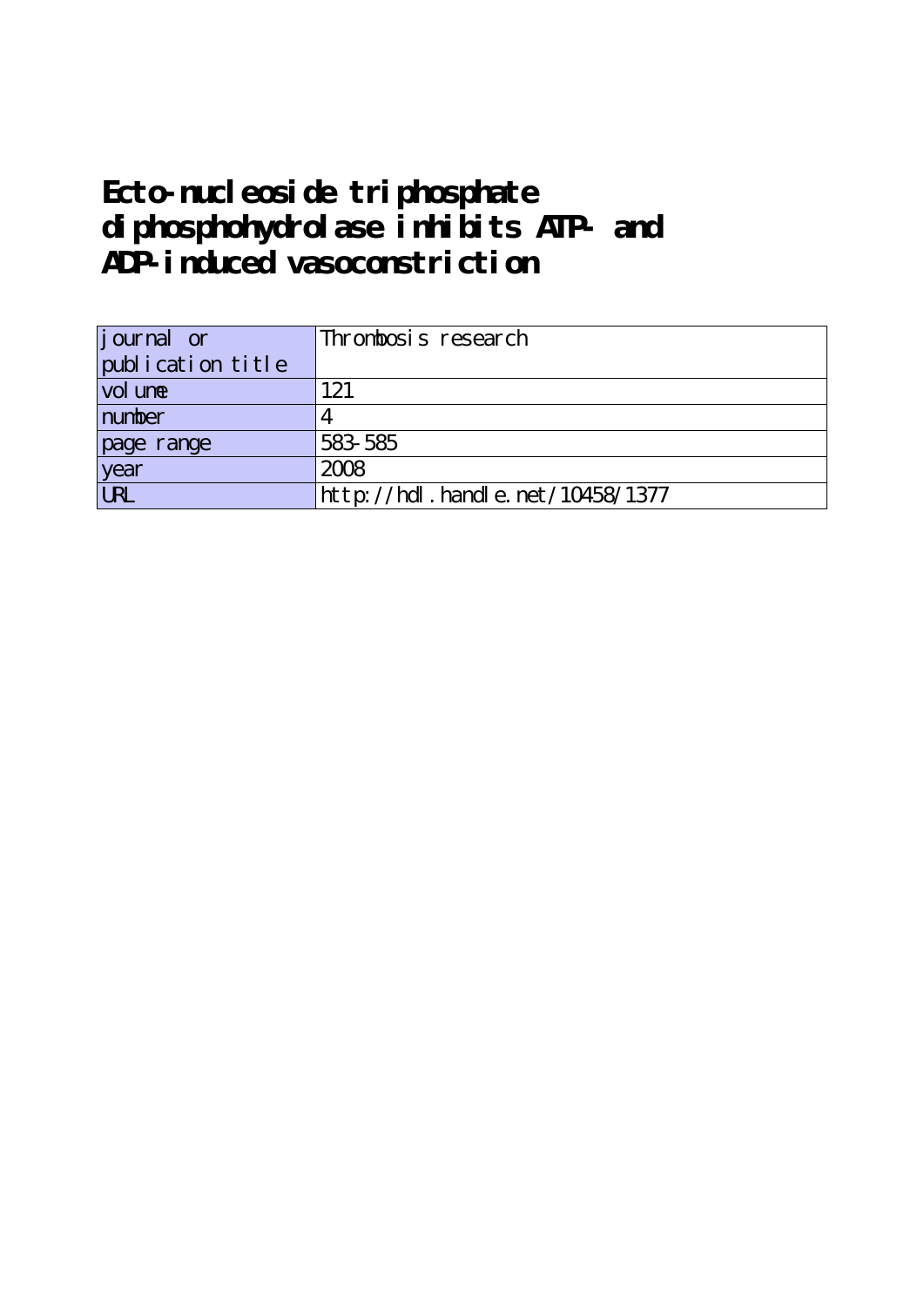# Ecto-nucleoside triphosphate diphosphohydrolase inhibits ATP- and ADP-induced vasoconstriction

| journal or publication title | Thrombosis research |
| --- | --- |
| volume | 121 |
| number | 4 |
| page range | 583-585 |
| year | 2008 |
| URL | http://hdl.handle.net/10458/1377 |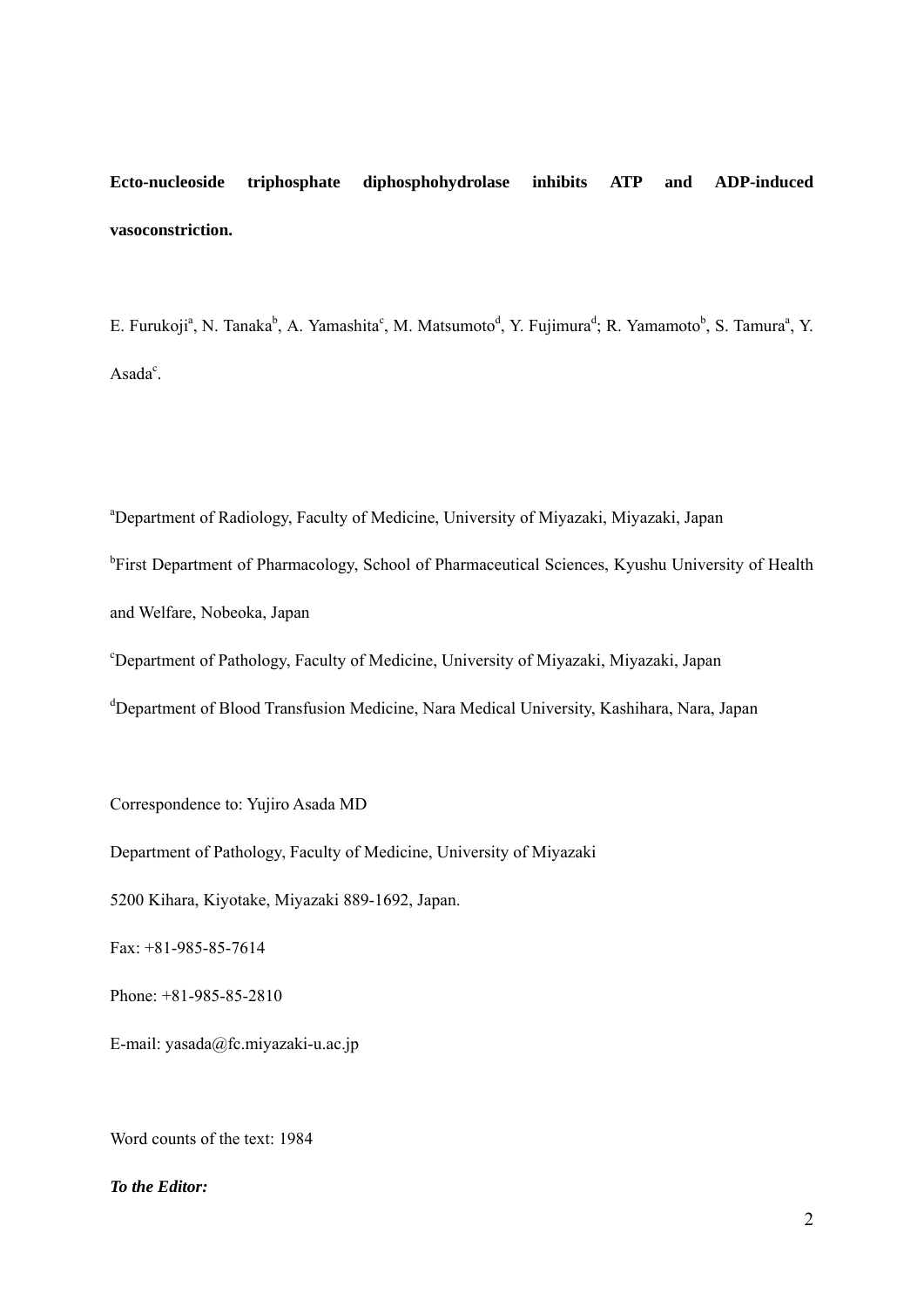**Ecto-nucleoside triphosphate diphosphohydrolase inhibits ATP and ADP-induced vasoconstriction.**

E. Furukoji[a], N. Tanaka[b], A. Yamashita[c], M. Matsumoto[d], Y. Fujimura[d]; R. Yamamoto[b], S. Tamura[a], Y. Asada[c].

[a]Department of Radiology, Faculty of Medicine, University of Miyazaki, Miyazaki, Japan

[b]First Department of Pharmacology, School of Pharmaceutical Sciences, Kyushu University of Health and Welfare, Nobeoka, Japan

[c]Department of Pathology, Faculty of Medicine, University of Miyazaki, Miyazaki, Japan

[d]Department of Blood Transfusion Medicine, Nara Medical University, Kashihara, Nara, Japan

Correspondence to: Yujiro Asada MD

Department of Pathology, Faculty of Medicine, University of Miyazaki

5200 Kihara, Kiyotake, Miyazaki 889-1692, Japan.

Fax: +81-985-85-7614

Phone: +81-985-85-2810

E-mail: yasada@fc.miyazaki-u.ac.jp

Word counts of the text: 1984

***To the Editor:***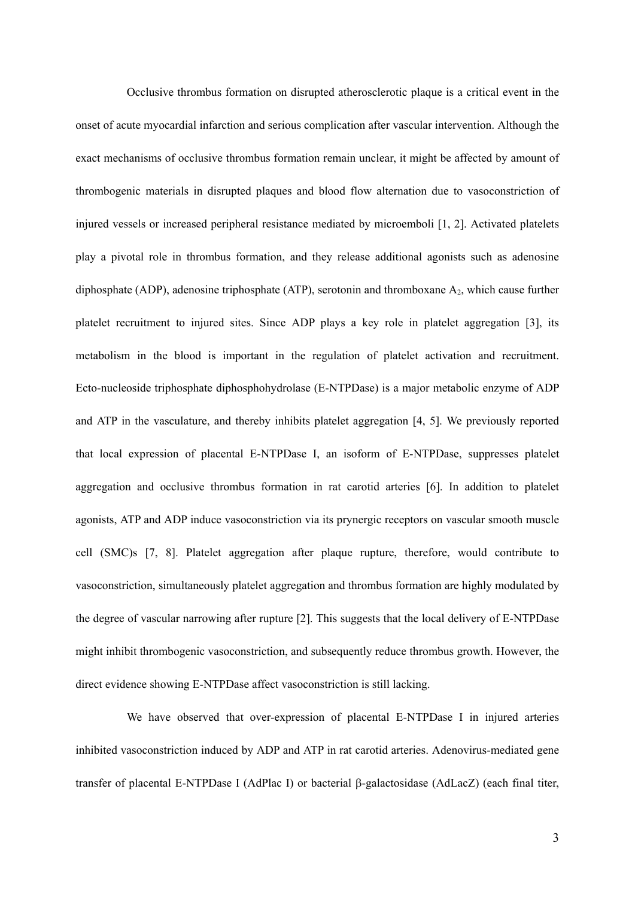Occlusive thrombus formation on disrupted atherosclerotic plaque is a critical event in the onset of acute myocardial infarction and serious complication after vascular intervention. Although the exact mechanisms of occlusive thrombus formation remain unclear, it might be affected by amount of thrombogenic materials in disrupted plaques and blood flow alternation due to vasoconstriction of injured vessels or increased peripheral resistance mediated by microemboli [1, 2]. Activated platelets play a pivotal role in thrombus formation, and they release additional agonists such as adenosine diphosphate (ADP), adenosine triphosphate (ATP), serotonin and thromboxane $A_2$, which cause further platelet recruitment to injured sites. Since ADP plays a key role in platelet aggregation [3], its metabolism in the blood is important in the regulation of platelet activation and recruitment. Ecto-nucleoside triphosphate diphosphohydrolase (E-NTPDase) is a major metabolic enzyme of ADP and ATP in the vasculature, and thereby inhibits platelet aggregation [4, 5]. We previously reported that local expression of placental E-NTPDase I, an isoform of E-NTPDase, suppresses platelet aggregation and occlusive thrombus formation in rat carotid arteries [6]. In addition to platelet agonists, ATP and ADP induce vasoconstriction via its prynergic receptors on vascular smooth muscle cell (SMC)s [7, 8]. Platelet aggregation after plaque rupture, therefore, would contribute to vasoconstriction, simultaneously platelet aggregation and thrombus formation are highly modulated by the degree of vascular narrowing after rupture [2]. This suggests that the local delivery of E-NTPDase might inhibit thrombogenic vasoconstriction, and subsequently reduce thrombus growth. However, the direct evidence showing E-NTPDase affect vasoconstriction is still lacking.

We have observed that over-expression of placental E-NTPDase I in injured arteries inhibited vasoconstriction induced by ADP and ATP in rat carotid arteries. Adenovirus-mediated gene transfer of placental E-NTPDase I (AdPlac I) or bacterial β-galactosidase (AdLacZ) (each final titer,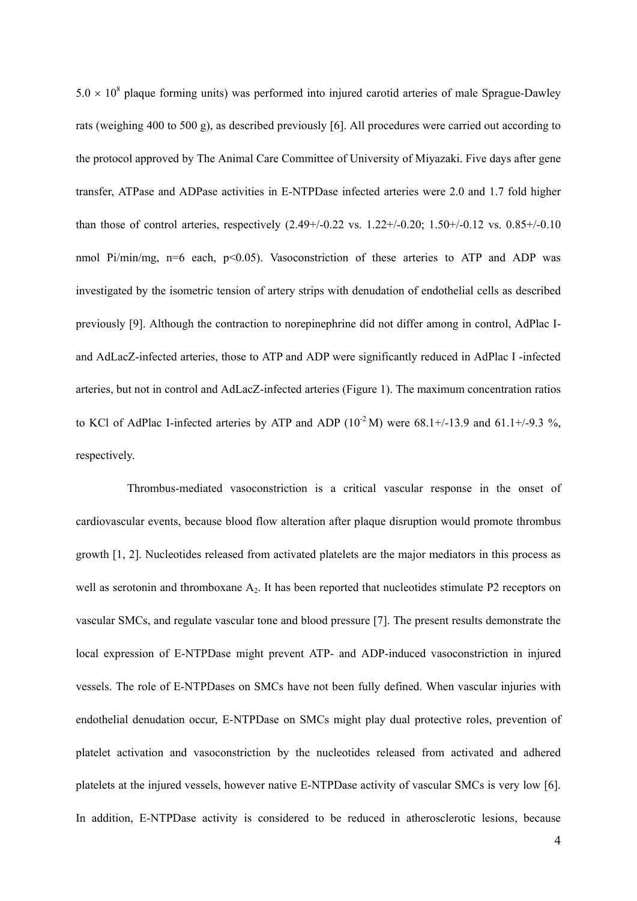$5.0 \times 10^8$ plaque forming units) was performed into injured carotid arteries of male Sprague-Dawley rats (weighing 400 to 500 g), as described previously [6]. All procedures were carried out according to the protocol approved by The Animal Care Committee of University of Miyazaki. Five days after gene transfer, ATPase and ADPase activities in E-NTPDase infected arteries were 2.0 and 1.7 fold higher than those of control arteries, respectively (2.49+/-0.22 vs. 1.22+/-0.20; 1.50+/-0.12 vs. 0.85+/-0.10 nmol Pi/min/mg, n=6 each, $p<0.05$). Vasoconstriction of these arteries to ATP and ADP was investigated by the isometric tension of artery strips with denudation of endothelial cells as described previously [9]. Although the contraction to norepinephrine did not differ among in control, AdPlac I- and AdLacZ-infected arteries, those to ATP and ADP were significantly reduced in AdPlac I -infected arteries, but not in control and AdLacZ-infected arteries (Figure 1). The maximum concentration ratios to KCl of AdPlac I-infected arteries by ATP and ADP ($10^{-2}$ M) were 68.1+/-13.9 and 61.1+/-9.3 %, respectively.

Thrombus-mediated vasoconstriction is a critical vascular response in the onset of cardiovascular events, because blood flow alteration after plaque disruption would promote thrombus growth [1, 2]. Nucleotides released from activated platelets are the major mediators in this process as well as serotonin and thromboxane $A_2$. It has been reported that nucleotides stimulate P2 receptors on vascular SMCs, and regulate vascular tone and blood pressure [7]. The present results demonstrate the local expression of E-NTPDase might prevent ATP- and ADP-induced vasoconstriction in injured vessels. The role of E-NTPDases on SMCs have not been fully defined. When vascular injuries with endothelial denudation occur, E-NTPDase on SMCs might play dual protective roles, prevention of platelet activation and vasoconstriction by the nucleotides released from activated and adhered platelets at the injured vessels, however native E-NTPDase activity of vascular SMCs is very low [6]. In addition, E-NTPDase activity is considered to be reduced in atherosclerotic lesions, because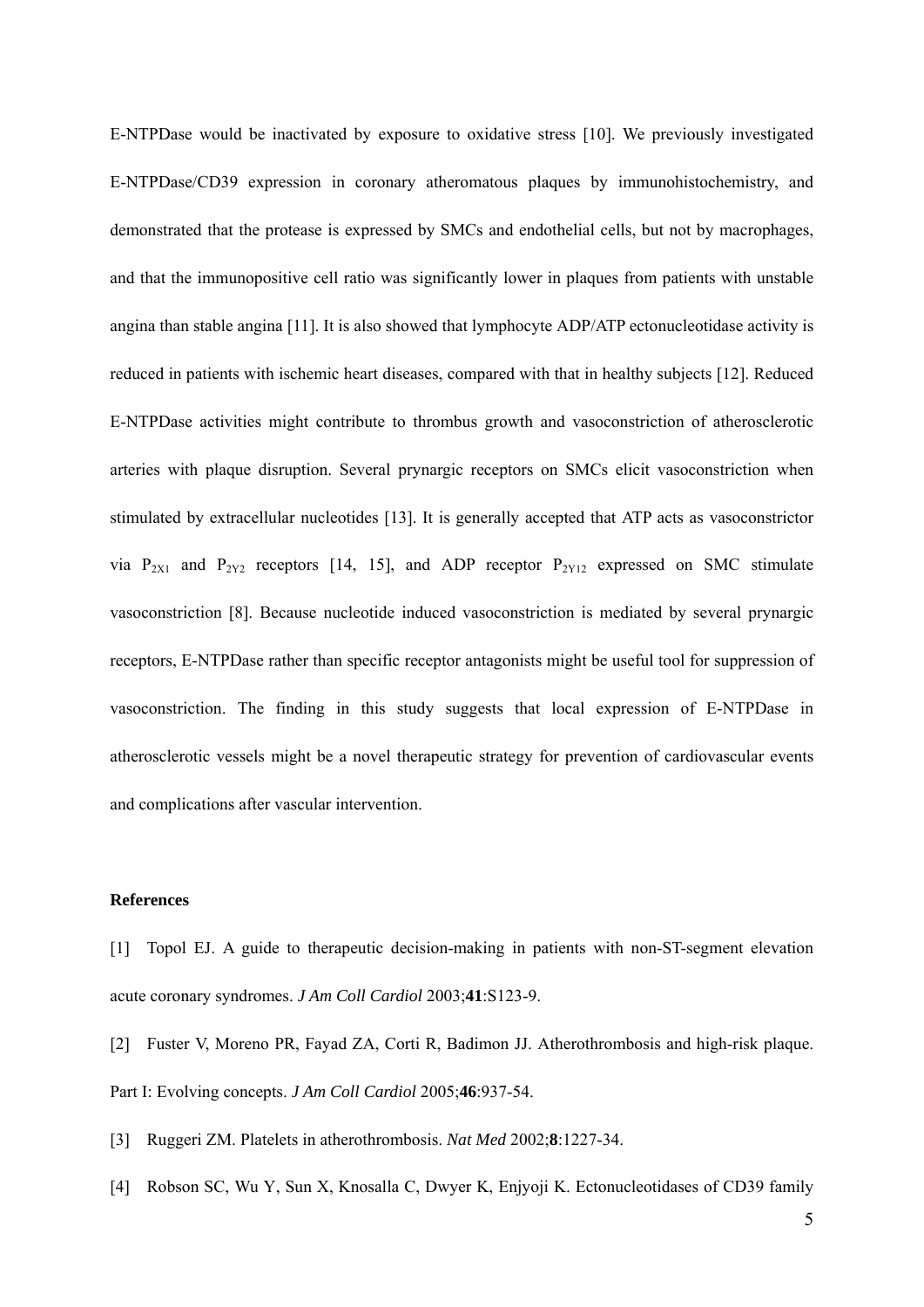E-NTPDase would be inactivated by exposure to oxidative stress [10]. We previously investigated E-NTPDase/CD39 expression in coronary atheromatous plaques by immunohistochemistry, and demonstrated that the protease is expressed by SMCs and endothelial cells, but not by macrophages, and that the immunopositive cell ratio was significantly lower in plaques from patients with unstable angina than stable angina [11]. It is also showed that lymphocyte ADP/ATP ectonucleotidase activity is reduced in patients with ischemic heart diseases, compared with that in healthy subjects [12]. Reduced E-NTPDase activities might contribute to thrombus growth and vasoconstriction of atherosclerotic arteries with plaque disruption. Several prynargic receptors on SMCs elicit vasoconstriction when stimulated by extracellular nucleotides [13]. It is generally accepted that ATP acts as vasoconstrictor via $P_{2X1}$ and $P_{2Y2}$ receptors [14, 15], and ADP receptor $P_{2Y12}$ expressed on SMC stimulate vasoconstriction [8]. Because nucleotide induced vasoconstriction is mediated by several prynargic receptors, E-NTPDase rather than specific receptor antagonists might be useful tool for suppression of vasoconstriction. The finding in this study suggests that local expression of E-NTPDase in atherosclerotic vessels might be a novel therapeutic strategy for prevention of cardiovascular events and complications after vascular intervention.

**References**

[1] Topol EJ. A guide to therapeutic decision-making in patients with non-ST-segment elevation acute coronary syndromes. *J Am Coll Cardiol* 2003;**41**:S123-9.

[2] Fuster V, Moreno PR, Fayad ZA, Corti R, Badimon JJ. Atherothrombosis and high-risk plaque. Part I: Evolving concepts. *J Am Coll Cardiol* 2005;**46**:937-54.

[3] Ruggeri ZM. Platelets in atherothrombosis. *Nat Med* 2002;**8**:1227-34.

[4] Robson SC, Wu Y, Sun X, Knosalla C, Dwyer K, Enjyoji K. Ectonucleotidases of CD39 family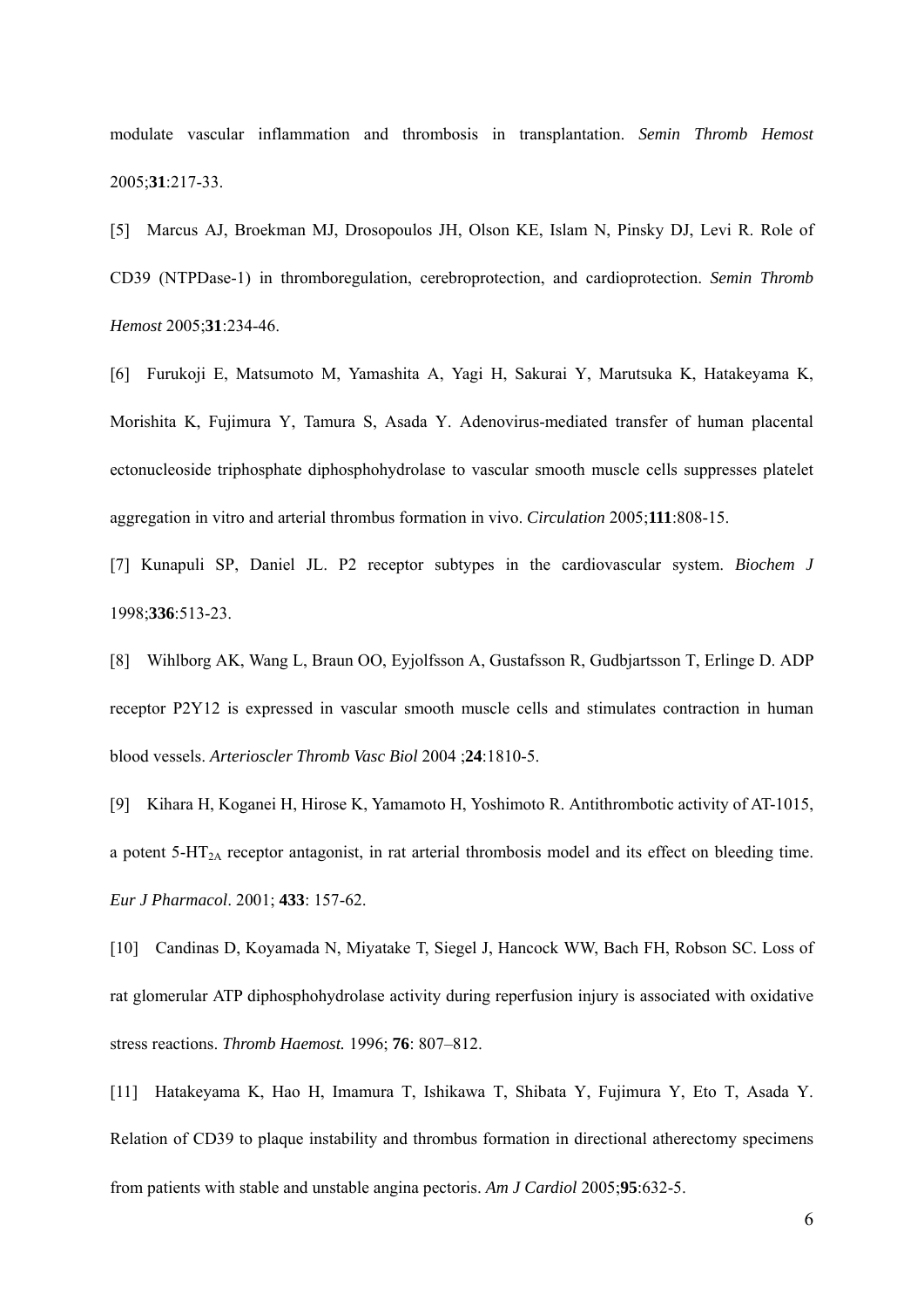modulate vascular inflammation and thrombosis in transplantation. *Semin Thromb Hemost* 2005;**31**:217-33.

[5] Marcus AJ, Broekman MJ, Drosopoulos JH, Olson KE, Islam N, Pinsky DJ, Levi R. Role of CD39 (NTPDase-1) in thromboregulation, cerebroprotection, and cardioprotection. *Semin Thromb Hemost* 2005;**31**:234-46.

[6] Furukoji E, Matsumoto M, Yamashita A, Yagi H, Sakurai Y, Marutsuka K, Hatakeyama K, Morishita K, Fujimura Y, Tamura S, Asada Y. Adenovirus-mediated transfer of human placental ectonucleoside triphosphate diphosphohydrolase to vascular smooth muscle cells suppresses platelet aggregation in vitro and arterial thrombus formation in vivo. *Circulation* 2005;**111**:808-15.

[7] Kunapuli SP, Daniel JL. P2 receptor subtypes in the cardiovascular system. *Biochem J* 1998;**336**:513-23.

[8] Wihlborg AK, Wang L, Braun OO, Eyjolfsson A, Gustafsson R, Gudbjartsson T, Erlinge D. ADP receptor P2Y12 is expressed in vascular smooth muscle cells and stimulates contraction in human blood vessels. *Arterioscler Thromb Vasc Biol* 2004 ;**24**:1810-5.

[9] Kihara H, Koganei H, Hirose K, Yamamoto H, Yoshimoto R. Antithrombotic activity of AT-1015, a potent 5-$HT_{2A}$ receptor antagonist, in rat arterial thrombosis model and its effect on bleeding time. *Eur J Pharmacol*. 2001; **433**: 157-62.

[10] Candinas D, Koyamada N, Miyatake T, Siegel J, Hancock WW, Bach FH, Robson SC. Loss of rat glomerular ATP diphosphohydrolase activity during reperfusion injury is associated with oxidative stress reactions. *Thromb Haemost.* 1996; **76**: 807–812.

[11] Hatakeyama K, Hao H, Imamura T, Ishikawa T, Shibata Y, Fujimura Y, Eto T, Asada Y. Relation of CD39 to plaque instability and thrombus formation in directional atherectomy specimens from patients with stable and unstable angina pectoris. *Am J Cardiol* 2005;**95**:632-5.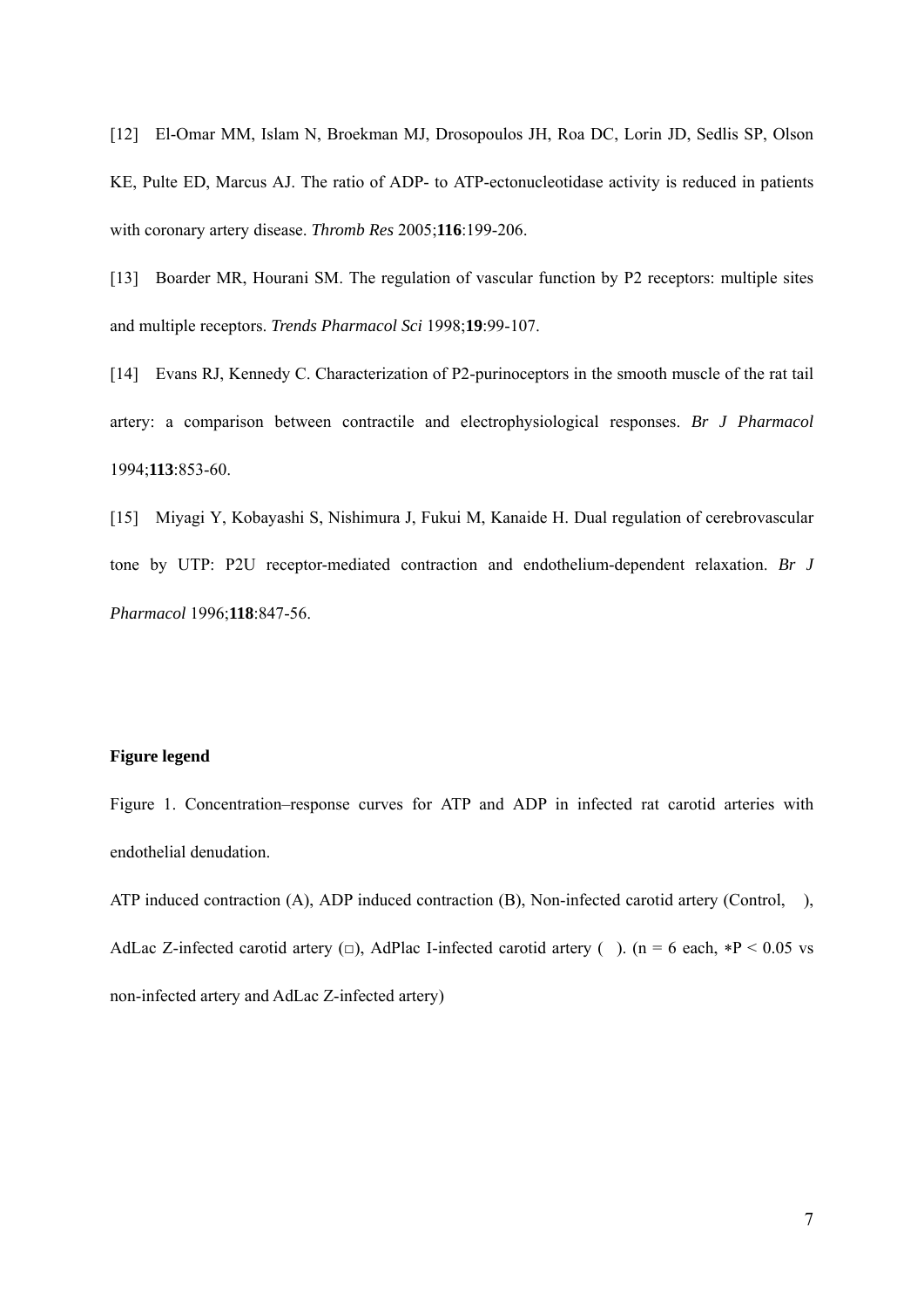[12] El-Omar MM, Islam N, Broekman MJ, Drosopoulos JH, Roa DC, Lorin JD, Sedlis SP, Olson KE, Pulte ED, Marcus AJ. The ratio of ADP- to ATP-ectonucleotidase activity is reduced in patients with coronary artery disease. *Thromb Res* 2005;**116**:199-206.

[13] Boarder MR, Hourani SM. The regulation of vascular function by P2 receptors: multiple sites and multiple receptors. *Trends Pharmacol Sci* 1998;**19**:99-107.

[14] Evans RJ, Kennedy C. Characterization of P2-purinoceptors in the smooth muscle of the rat tail artery: a comparison between contractile and electrophysiological responses. *Br J Pharmacol* 1994;**113**:853-60.

[15] Miyagi Y, Kobayashi S, Nishimura J, Fukui M, Kanaide H. Dual regulation of cerebrovascular tone by UTP: P2U receptor-mediated contraction and endothelium-dependent relaxation. *Br J Pharmacol* 1996;**118**:847-56.

**Figure legend**

Figure 1. Concentration–response curves for ATP and ADP in infected rat carotid arteries with endothelial denudation.

ATP induced contraction (A), ADP induced contraction (B), Non-infected carotid artery (Control, ), AdLac Z-infected carotid artery (□), AdPlac I-infected carotid artery ( ). (n = 6 each, ∗$P < 0.05$ vs non-infected artery and AdLac Z-infected artery)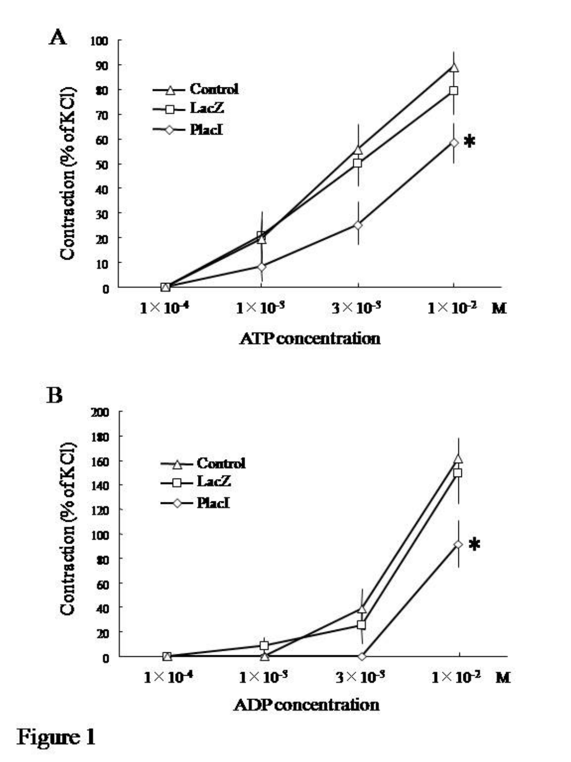A

Contraction (% of KCl)

100
90
80
70
60
50
40
30
20
10
0

Control
LacZ
PlacI

*

$1\times10^{-4}$
$1\times10^{-3}$
$3\times10^{-3}$
$1\times10^{-2}$ M

ATP concentration

B

Contraction (% of KCl)

200
180
160
140
120
100
80
60
40
20
0

Control
LacZ
PlacI

*

$1\times10^{-4}$
$1\times10^{-3}$
$3\times10^{-3}$
$1\times10^{-2}$ M

ADP concentration

Figure 1